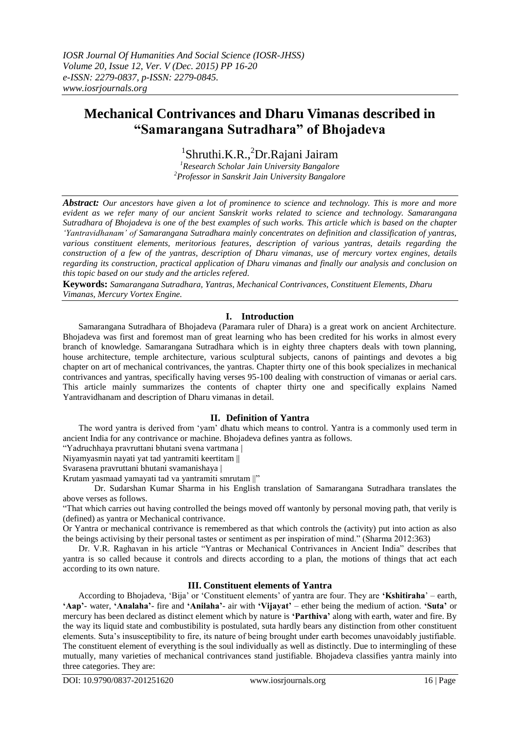# Mechanical Contrivances and Dharu Vimanas described in "Samarangana Sutradhara" of Bhojadeva

[1]Shruthi.K.R., [2]Dr.Rajani Jairam

*[1]Research Scholar Jain University Bangalore*
*[2]Professor in Sanskrit Jain University Bangalore*

***Abstract:*** *Our ancestors have given a lot of prominence to science and technology. This is more and more evident as we refer many of our ancient Sanskrit works related to science and technology. Samarangana Sutradhara of Bhojadeva is one of the best examples of such works. This article which is based on the chapter 'Yantravidhanam' of Samarangana Sutradhara mainly concentrates on definition and classification of yantras, various constituent elements, meritorious features, description of various yantras, details regarding the construction of a few of the yantras, description of Dharu vimanas, use of mercury vortex engines, details regarding its construction, practical application of Dharu vimanas and finally our analysis and conclusion on this topic based on our study and the articles refered.*

**Keywords:** *Samarangana Sutradhara, Yantras, Mechanical Contrivances, Constituent Elements, Dharu Vimanas, Mercury Vortex Engine.*

## I. Introduction

Samarangana Sutradhara of Bhojadeva (Paramara ruler of Dhara) is a great work on ancient Architecture. Bhojadeva was first and foremost man of great learning who has been credited for his works in almost every branch of knowledge. Samarangana Sutradhara which is in eighty three chapters deals with town planning, house architecture, temple architecture, various sculptural subjects, canons of paintings and devotes a big chapter on art of mechanical contrivances, the yantras. Chapter thirty one of this book specializes in mechanical contrivances and yantras, specifically having verses 95-100 dealing with construction of vimanas or aerial cars. This article mainly summarizes the contents of chapter thirty one and specifically explains Named Yantravidhanam and description of Dharu vimanas in detail.

## II. Definition of Yantra

The word yantra is derived from 'yam' dhatu which means to control. Yantra is a commonly used term in ancient India for any contrivance or machine. Bhojadeva defines yantra as follows.

"Yadruchhaya pravruttani bhutani svena vartmana |
Niyamyasmin nayati yat tad yantramiti keertitam ||
Svarasena pravruttani bhutani svamanishaya |
Krutam yasmaad yamayati tad va yantramiti smrutam ||"

Dr. Sudarshan Kumar Sharma in his English translation of Samarangana Sutradhara translates the above verses as follows.

"That which carries out having controlled the beings moved off wantonly by personal moving path, that verily is (defined) as yantra or Mechanical contrivance.
Or Yantra or mechanical contrivance is remembered as that which controls the (activity) put into action as also the beings activising by their personal tastes or sentiment as per inspiration of mind." (Sharma 2012:363)

Dr. V.R. Raghavan in his article "Yantras or Mechanical Contrivances in Ancient India" describes that yantra is so called because it controls and directs according to a plan, the motions of things that act each according to its own nature.

## III. Constituent elements of Yantra

According to Bhojadeva, 'Bija' or 'Constituent elements' of yantra are four. They are **'Kshitiraha**' – earth, **'Aap'**- water, **'Analaha'**- fire and **'Anilaha'**- air with **'Vijayat'** – ether being the medium of action. **'Suta'** or mercury has been declared as distinct element which by nature is **'Parthiva'** along with earth, water and fire. By the way its liquid state and combustibility is postulated, suta hardly bears any distinction from other constituent elements. Suta's insusceptibility to fire, its nature of being brought under earth becomes unavoidably justifiable. The constituent element of everything is the soul individually as well as distinctly. Due to intermingling of these mutually, many varieties of mechanical contrivances stand justifiable. Bhojadeva classifies yantra mainly into three categories. They are: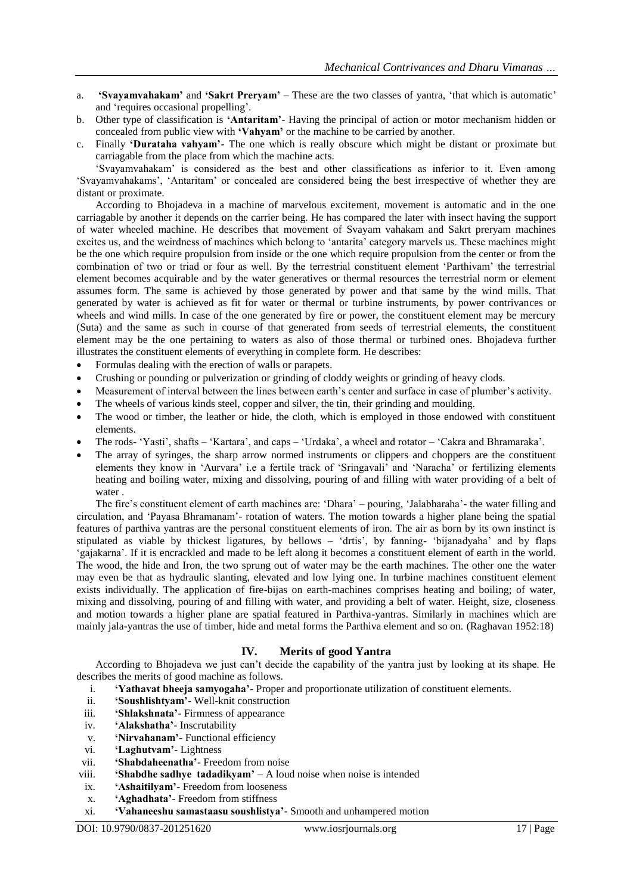a. **'Svayamvahakam'** and **'Sakrt Preryam'** – These are the two classes of yantra, 'that which is automatic' and 'requires occasional propelling'.
b. Other type of classification is **'Antaritam'**- Having the principal of action or motor mechanism hidden or concealed from public view with **'Vahyam'** or the machine to be carried by another.
c. Finally **'Durataha vahyam'**- The one which is really obscure which might be distant or proximate but carriagable from the place from which the machine acts.

'Svayamvahakam' is considered as the best and other classifications as inferior to it. Even among 'Svayamvahakams', 'Antaritam' or concealed are considered being the best irrespective of whether they are distant or proximate.

According to Bhojadeva in a machine of marvelous excitement, movement is automatic and in the one carriagable by another it depends on the carrier being. He has compared the later with insect having the support of water wheeled machine. He describes that movement of Svayam vahakam and Sakrt preryam machines excites us, and the weirdness of machines which belong to 'antarita' category marvels us. These machines might be the one which require propulsion from inside or the one which require propulsion from the center or from the combination of two or triad or four as well. By the terrestrial constituent element 'Parthivam' the terrestrial element becomes acquirable and by the water generatives or thermal resources the terrestrial norm or element assumes form. The same is achieved by those generated by power and that same by the wind mills. That generated by water is achieved as fit for water or thermal or turbine instruments, by power contrivances or wheels and wind mills. In case of the one generated by fire or power, the constituent element may be mercury (Suta) and the same as such in course of that generated from seeds of terrestrial elements, the constituent element may be the one pertaining to waters as also of those thermal or turbined ones. Bhojadeva further illustrates the constituent elements of everything in complete form. He describes:

- Formulas dealing with the erection of walls or parapets.
- Crushing or pounding or pulverization or grinding of cloddy weights or grinding of heavy clods.
- Measurement of interval between the lines between earth's center and surface in case of plumber's activity.
- The wheels of various kinds steel, copper and silver, the tin, their grinding and moulding.
- The wood or timber, the leather or hide, the cloth, which is employed in those endowed with constituent elements.
- The rods- 'Yasti', shafts – 'Kartara', and caps – 'Urdaka', a wheel and rotator – 'Cakra and Bhramaraka'.
- The array of syringes, the sharp arrow normed instruments or clippers and choppers are the constituent elements they know in 'Aurvara' i.e a fertile track of 'Sringavali' and 'Naracha' or fertilizing elements heating and boiling water, mixing and dissolving, pouring of and filling with water providing of a belt of water .

The fire's constituent element of earth machines are: 'Dhara' – pouring, 'Jalabharaha'- the water filling and circulation, and 'Payasa Bhramanam'- rotation of waters. The motion towards a higher plane being the spatial features of parthiva yantras are the personal constituent elements of iron. The air as born by its own instinct is stipulated as viable by thickest ligatures, by bellows – 'drtis', by fanning- 'bijanadyaha' and by flaps 'gajakarna'. If it is encrackled and made to be left along it becomes a constituent element of earth in the world. The wood, the hide and Iron, the two sprung out of water may be the earth machines. The other one the water may even be that as hydraulic slanting, elevated and low lying one. In turbine machines constituent element exists individually. The application of fire-bijas on earth-machines comprises heating and boiling; of water, mixing and dissolving, pouring of and filling with water, and providing a belt of water. Height, size, closeness and motion towards a higher plane are spatial featured in Parthiva-yantras. Similarly in machines which are mainly jala-yantras the use of timber, hide and metal forms the Parthiva element and so on. (Raghavan 1952:18)

## IV. Merits of good Yantra

According to Bhojadeva we just can't decide the capability of the yantra just by looking at its shape. He describes the merits of good machine as follows.

i. **'Yathavat bheeja samyogaha'**- Proper and proportionate utilization of constituent elements.
ii. **'Soushlishtyam'**- Well-knit construction
iii. **'Shlakshnata'**- Firmness of appearance
iv. **'Alakshatha'**- Inscrutability
v. **'Nirvahanam'**- Functional efficiency
vi. **'Laghutvam'**- Lightness
vii. **'Shabdaheenatha'**- Freedom from noise
viii. **'Shabdhe sadhye tadadikyam'** – A loud noise when noise is intended
ix. **'Ashaitilyam'**- Freedom from looseness
x. **'Aghadhata'**- Freedom from stiffness
xi. **'Vahaneeshu samastaasu soushlistya'**- Smooth and unhampered motion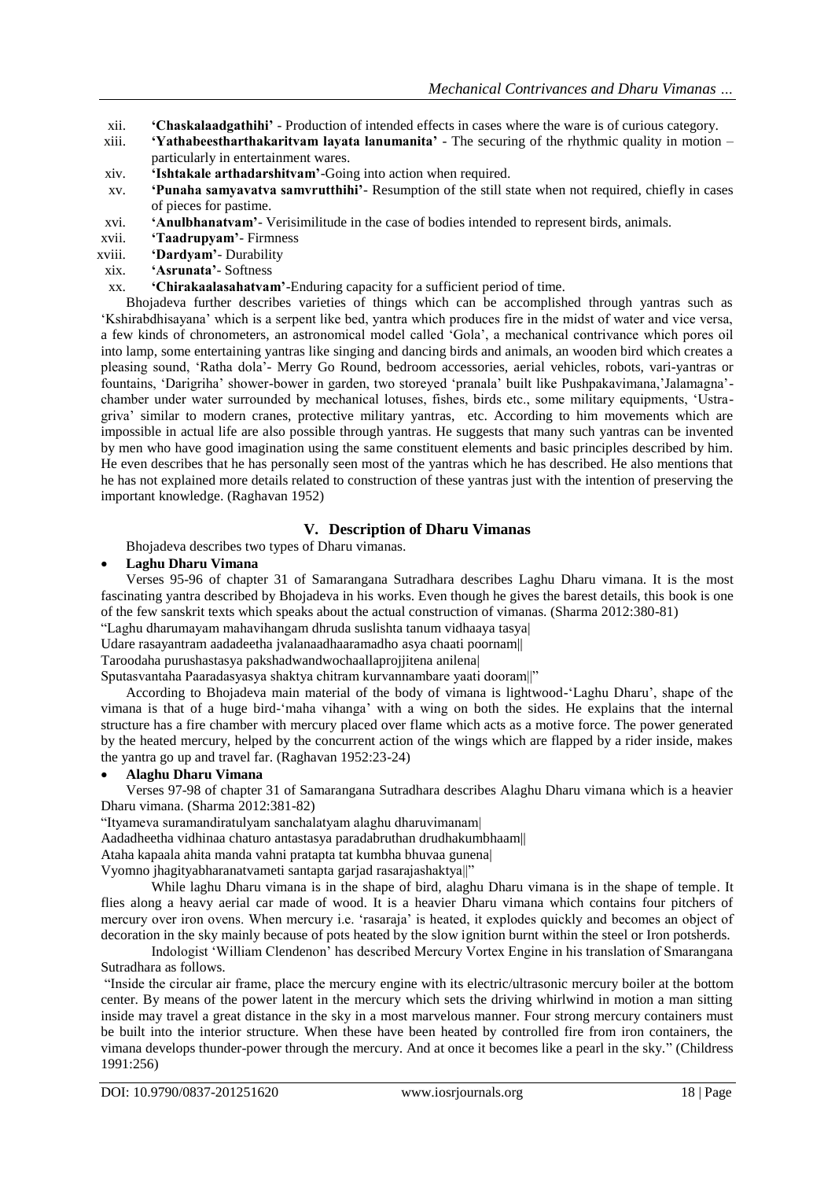- xii. **'Chaskalaadgathihi'** - Production of intended effects in cases where the ware is of curious category.
- xiii. **'Yathabeestharthakaritvam layata lanumanita'** - The securing of the rhythmic quality in motion – particularly in entertainment wares.
- xiv. **'Ishtakale arthadarshitvam'**-Going into action when required.
- xv. **'Punaha samyavatva samvrutthihi'**- Resumption of the still state when not required, chiefly in cases of pieces for pastime.
- xvi. **'Anulbhanatvam'**- Verisimilitude in the case of bodies intended to represent birds, animals.
- xvii. **'Taadrupyam'**- Firmness
- xviii. **'Dardyam'**- Durability
- xix. **'Asrunata'**- Softness
- xx. **'Chirakaalasahatvam'**-Enduring capacity for a sufficient period of time.

Bhojadeva further describes varieties of things which can be accomplished through yantras such as 'Kshirabdhisayana' which is a serpent like bed, yantra which produces fire in the midst of water and vice versa, a few kinds of chronometers, an astronomical model called 'Gola', a mechanical contrivance which pores oil into lamp, some entertaining yantras like singing and dancing birds and animals, an wooden bird which creates a pleasing sound, 'Ratha dola'- Merry Go Round, bedroom accessories, aerial vehicles, robots, vari-yantras or fountains, 'Darigriha' shower-bower in garden, two storeyed 'pranala' built like Pushpakavimana,'Jalamagna'-chamber under water surrounded by mechanical lotuses, fishes, birds etc., some military equipments, 'Ustra-griva' similar to modern cranes, protective military yantras, etc. According to him movements which are impossible in actual life are also possible through yantras. He suggests that many such yantras can be invented by men who have good imagination using the same constituent elements and basic principles described by him. He even describes that he has personally seen most of the yantras which he has described. He also mentions that he has not explained more details related to construction of these yantras just with the intention of preserving the important knowledge. (Raghavan 1952)

## V. Description of Dharu Vimanas

Bhojadeva describes two types of Dharu vimanas.

- **Laghu Dharu Vimana**

Verses 95-96 of chapter 31 of Samarangana Sutradhara describes Laghu Dharu vimana. It is the most fascinating yantra described by Bhojadeva in his works. Even though he gives the barest details, this book is one of the few sanskrit texts which speaks about the actual construction of vimanas. (Sharma 2012:380-81)

"Laghu dharumayam mahavihangam dhruda suslishta tanum vidhaaya tasya|
Udare rasayantram aadadeetha jvalanaadhaaramadho asya chaati poornam||
Taroodaha purushastasya pakshadwandwochaallaprojjitena anilena|
Sputasvantaha Paaradasyasya shaktya chitram kurvannambare yaati dooram||"

According to Bhojadeva main material of the body of vimana is lightwood-'Laghu Dharu', shape of the vimana is that of a huge bird-'maha vihanga' with a wing on both the sides. He explains that the internal structure has a fire chamber with mercury placed over flame which acts as a motive force. The power generated by the heated mercury, helped by the concurrent action of the wings which are flapped by a rider inside, makes the yantra go up and travel far. (Raghavan 1952:23-24)

- **Alaghu Dharu Vimana**

Verses 97-98 of chapter 31 of Samarangana Sutradhara describes Alaghu Dharu vimana which is a heavier Dharu vimana. (Sharma 2012:381-82)

"Ityameva suramandiratulyam sanchalatyam alaghu dharuvimanam|
Aadadheetha vidhinaa chaturo antastasya paradabruthan drudhakumbhaam||
Ataha kapaala ahita manda vahni pratapta tat kumbha bhuvaa gunena|
Vyomno jhagityabharanatvameti santapta garjad rasarajashaktya||"

While laghu Dharu vimana is in the shape of bird, alaghu Dharu vimana is in the shape of temple. It flies along a heavy aerial car made of wood. It is a heavier Dharu vimana which contains four pitchers of mercury over iron ovens. When mercury i.e. 'rasaraja' is heated, it explodes quickly and becomes an object of decoration in the sky mainly because of pots heated by the slow ignition burnt within the steel or Iron potsherds.

Indologist 'William Clendenon' has described Mercury Vortex Engine in his translation of Smarangana Sutradhara as follows.

"Inside the circular air frame, place the mercury engine with its electric/ultrasonic mercury boiler at the bottom center. By means of the power latent in the mercury which sets the driving whirlwind in motion a man sitting inside may travel a great distance in the sky in a most marvelous manner. Four strong mercury containers must be built into the interior structure. When these have been heated by controlled fire from iron containers, the vimana develops thunder-power through the mercury. And at once it becomes like a pearl in the sky." (Childress 1991:256)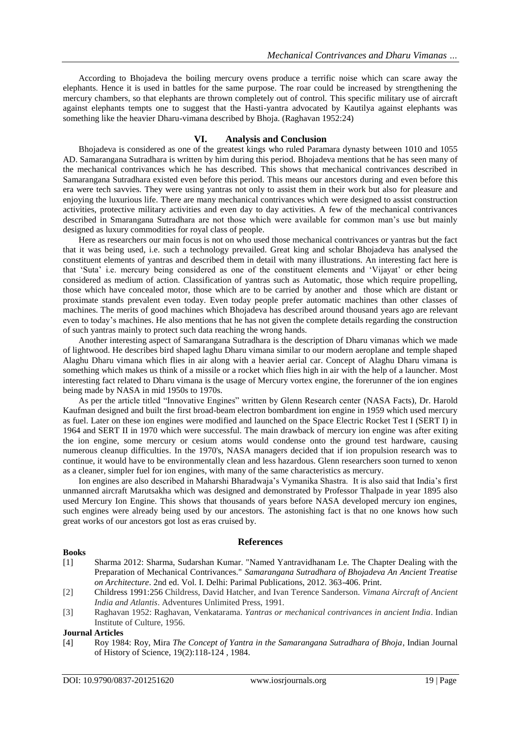According to Bhojadeva the boiling mercury ovens produce a terrific noise which can scare away the elephants. Hence it is used in battles for the same purpose. The roar could be increased by strengthening the mercury chambers, so that elephants are thrown completely out of control. This specific military use of aircraft against elephants tempts one to suggest that the Hasti-yantra advocated by Kautilya against elephants was something like the heavier Dharu-vimana described by Bhoja. (Raghavan 1952:24)

## VI. Analysis and Conclusion

Bhojadeva is considered as one of the greatest kings who ruled Paramara dynasty between 1010 and 1055 AD. Samarangana Sutradhara is written by him during this period. Bhojadeva mentions that he has seen many of the mechanical contrivances which he has described. This shows that mechanical contrivances described in Samarangana Sutradhara existed even before this period. This means our ancestors during and even before this era were tech savvies. They were using yantras not only to assist them in their work but also for pleasure and enjoying the luxurious life. There are many mechanical contrivances which were designed to assist construction activities, protective military activities and even day to day activities. A few of the mechanical contrivances described in Smarangana Sutradhara are not those which were available for common man's use but mainly designed as luxury commodities for royal class of people.

Here as researchers our main focus is not on who used those mechanical contrivances or yantras but the fact that it was being used, i.e. such a technology prevailed. Great king and scholar Bhojadeva has analysed the constituent elements of yantras and described them in detail with many illustrations. An interesting fact here is that 'Suta' i.e. mercury being considered as one of the constituent elements and 'Vijayat' or ether being considered as medium of action. Classification of yantras such as Automatic, those which require propelling, those which have concealed motor, those which are to be carried by another and those which are distant or proximate stands prevalent even today. Even today people prefer automatic machines than other classes of machines. The merits of good machines which Bhojadeva has described around thousand years ago are relevant even to today's machines. He also mentions that he has not given the complete details regarding the construction of such yantras mainly to protect such data reaching the wrong hands.

Another interesting aspect of Samarangana Sutradhara is the description of Dharu vimanas which we made of lightwood. He describes bird shaped laghu Dharu vimana similar to our modern aeroplane and temple shaped Alaghu Dharu vimana which flies in air along with a heavier aerial car. Concept of Alaghu Dharu vimana is something which makes us think of a missile or a rocket which flies high in air with the help of a launcher. Most interesting fact related to Dharu vimana is the usage of Mercury vortex engine, the forerunner of the ion engines being made by NASA in mid 1950s to 1970s.

As per the article titled "Innovative Engines" written by Glenn Research center (NASA Facts), Dr. Harold Kaufman designed and built the first broad-beam electron bombardment ion engine in 1959 which used mercury as fuel. Later on these ion engines were modified and launched on the Space Electric Rocket Test I (SERT I) in 1964 and SERT II in 1970 which were successful. The main drawback of mercury ion engine was after exiting the ion engine, some mercury or cesium atoms would condense onto the ground test hardware, causing numerous cleanup difficulties. In the 1970's, NASA managers decided that if ion propulsion research was to continue, it would have to be environmentally clean and less hazardous. Glenn researchers soon turned to xenon as a cleaner, simpler fuel for ion engines, with many of the same characteristics as mercury.

Ion engines are also described in Maharshi Bharadwaja's Vymanika Shastra. It is also said that India's first unmanned aircraft Marutsakha which was designed and demonstrated by Professor Thalpade in year 1895 also used Mercury Ion Engine. This shows that thousands of years before NASA developed mercury ion engines, such engines were already being used by our ancestors. The astonishing fact is that no one knows how such great works of our ancestors got lost as eras cruised by.

## References

**Books**

[1] Sharma 2012: Sharma, Sudarshan Kumar. "Named Yantravidhanam I.e. The Chapter Dealing with the Preparation of Mechanical Contrivances." *Samarangana Sutradhara of Bhojadeva An Ancient Treatise on Architecture*. 2nd ed. Vol. I. Delhi: Parimal Publications, 2012. 363-406. Print.

[2] Childress 1991:256 Childress, David Hatcher, and Ivan Terence Sanderson. *Vimana Aircraft of Ancient India and Atlantis*. Adventures Unlimited Press, 1991.

[3] Raghavan 1952: Raghavan, Venkatarama. *Yantras or mechanical contrivances in ancient India*. Indian Institute of Culture, 1956.

**Journal Articles**

[4] Roy 1984: Roy, Mira *The Concept of Yantra in the Samarangana Sutradhara of Bhoja*, Indian Journal of History of Science, 19(2):118-124 , 1984.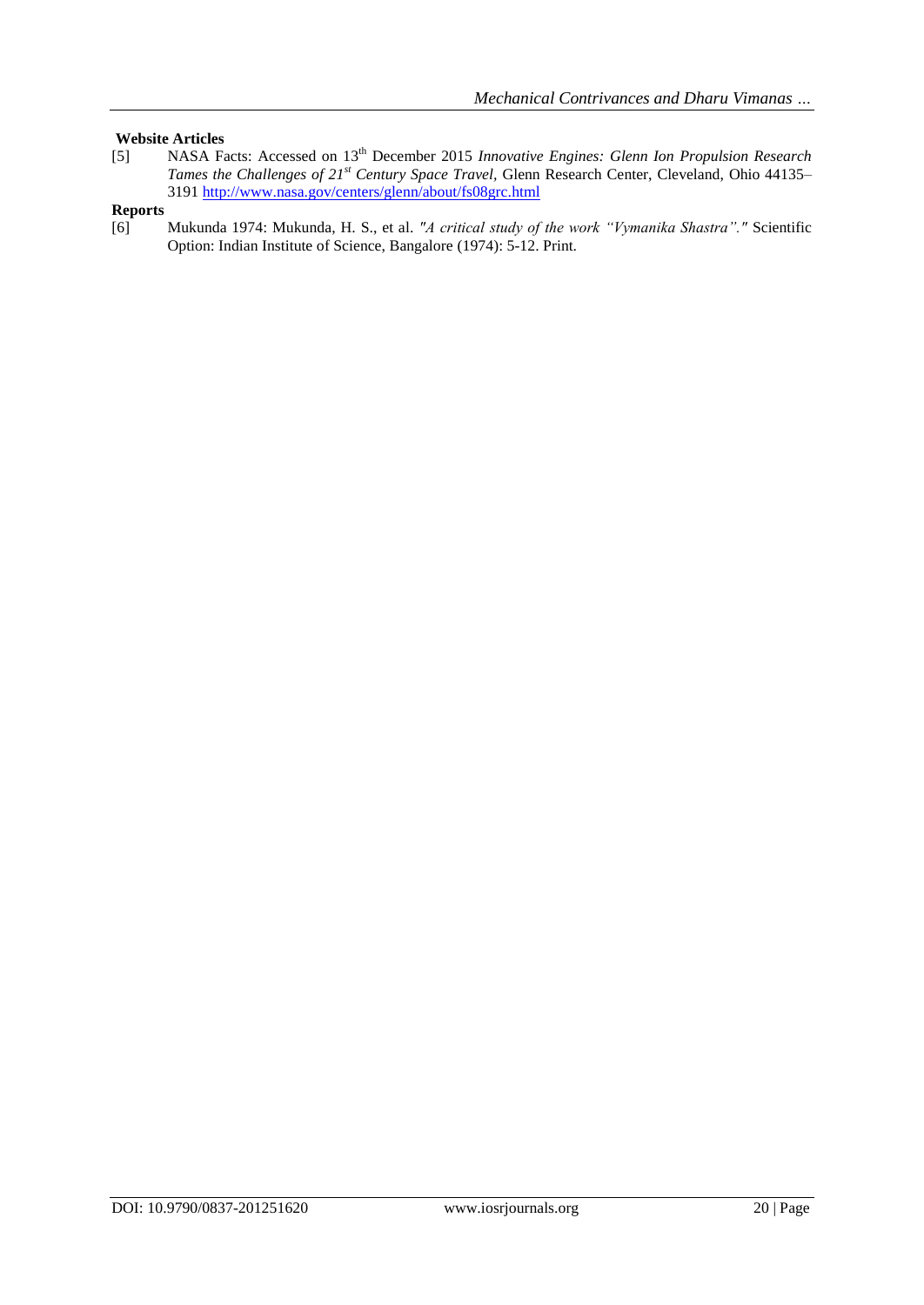**Website Articles**

[5] NASA Facts: Accessed on 13th December 2015 *Innovative Engines: Glenn Ion Propulsion Research Tames the Challenges of 21st Century Space Travel*, Glenn Research Center, Cleveland, Ohio 44135–3191 http://www.nasa.gov/centers/glenn/about/fs08grc.html

**Reports**

[6] Mukunda 1974: Mukunda, H. S., et al. *"A critical study of the work "Vymanika Shastra"."* Scientific Option: Indian Institute of Science, Bangalore (1974): 5-12. Print.